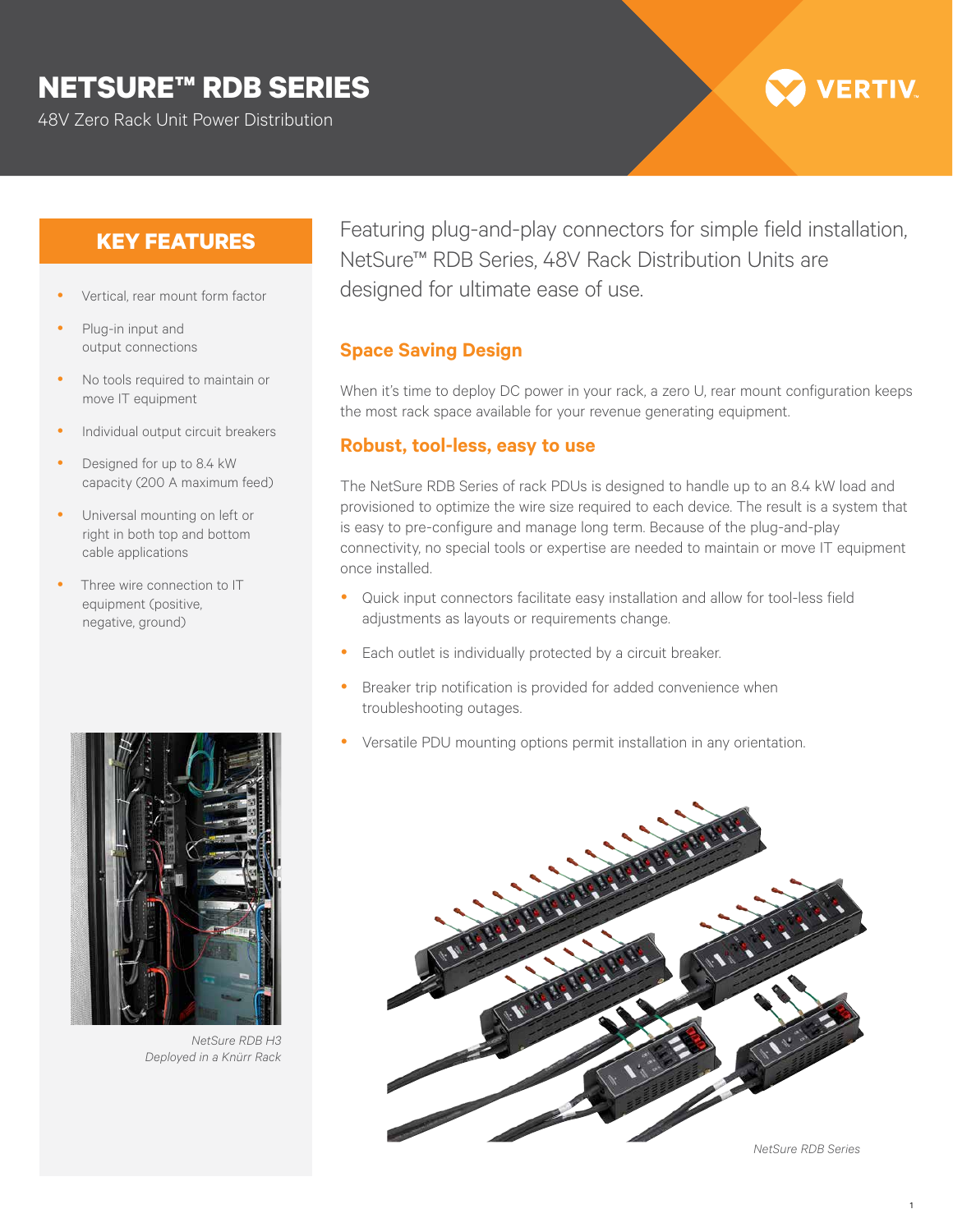# NETSURE™ RDB SERIES

48V Zero Rack Unit Power Distribution

## KEY FEATURES

- Vertical, rear mount form factor
- Plug-in input and output connections
- No tools required to maintain or move IT equipment
- Individual output circuit breakers
- Designed for up to 8.4 kW capacity (200 A maximum feed)
- Universal mounting on left or right in both top and bottom cable applications
- Three wire connection to IT equipment (positive, negative, ground)

*NetSure RDB H3 Deployed in a Knürr Rack*

Featuring plug-and-play connectors for simple field installation, NetSure™ RDB Series, 48V Rack Distribution Units are designed for ultimate ease of use.

## Space Saving Design

When it's time to deploy DC power in your rack, a zero U, rear mount configuration keeps the most rack space available for your revenue generating equipment.

## Robust, tool-less, easy to use

The NetSure RDB Series of rack PDUs is designed to handle up to an 8.4 kW load and provisioned to optimize the wire size required to each device. The result is a system that is easy to pre-configure and manage long term. Because of the plug-and-play connectivity, no special tools or expertise are needed to maintain or move IT equipment once installed.

- Quick input connectors facilitate easy installation and allow for tool-less field adjustments as layouts or requirements change.
- Each outlet is individually protected by a circuit breaker.
- Breaker trip notification is provided for added convenience when troubleshooting outages.
- Versatile PDU mounting options permit installation in any orientation.

*NetSure RDB Series*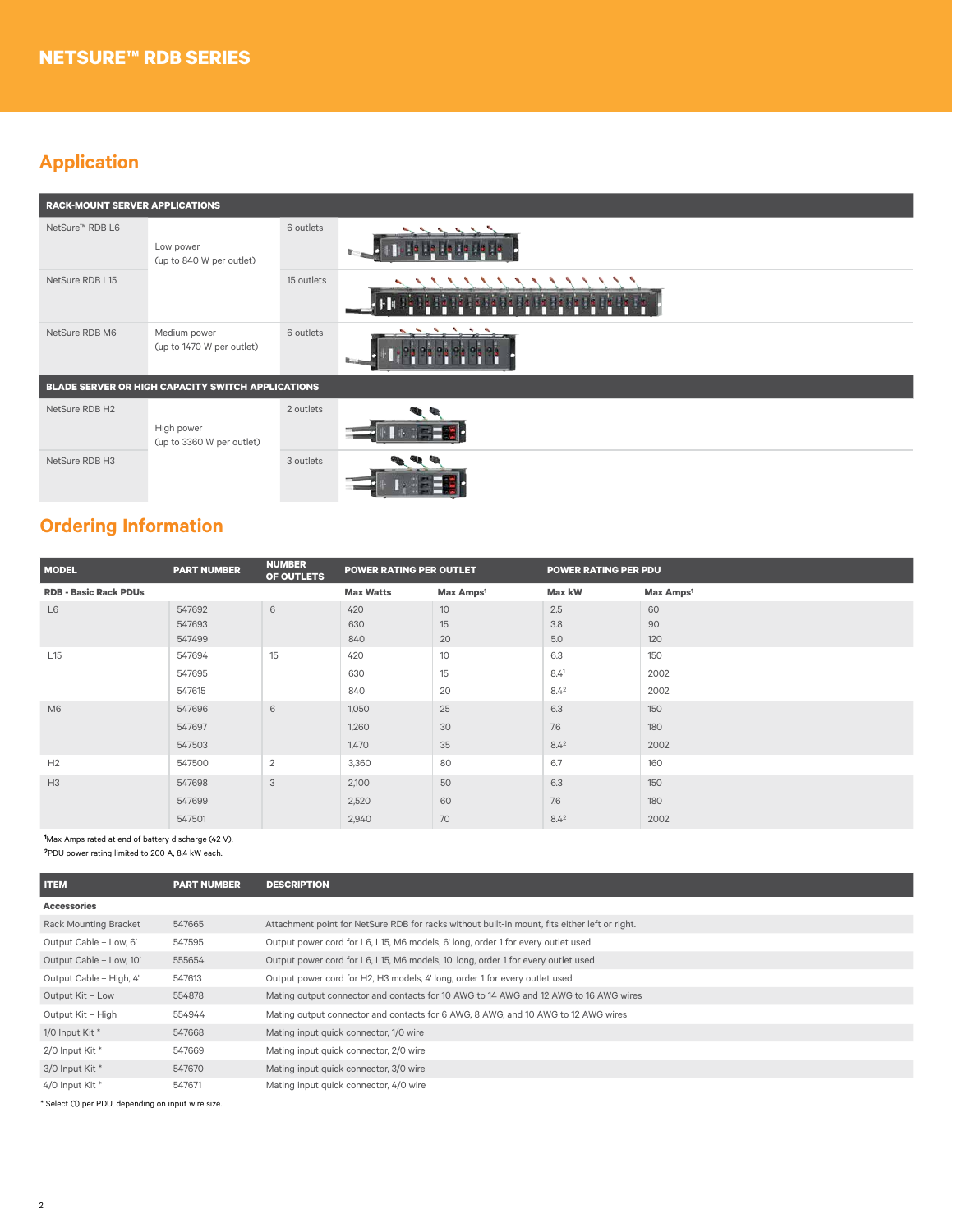# NETSURE™ RDB SERIES

## Application

| RACK-MOUNT SERVER APPLICATIONS | | |
|---|---|---|
| NetSure™ RDB L6 | Low power (up to 840 W per outlet) | 6 outlets |
| NetSure RDB L15 | | 15 outlets |
| NetSure RDB M6 | Medium power (up to 1470 W per outlet) | 6 outlets |
| **BLADE SERVER OR HIGH CAPACITY SWITCH APPLICATIONS** | | |
| NetSure RDB H2 | High power (up to 3360 W per outlet) | 2 outlets |
| NetSure RDB H3 | | 3 outlets |

## Ordering Information

| MODEL | PART NUMBER | NUMBER OF OUTLETS | POWER RATING PER OUTLET | | POWER RATING PER PDU | |
|---|---|---|---|---|---|---|
| **RDB - Basic Rack PDUs** | | | **Max Watts** | **Max Amps[1]** | **Max kW** | **Max Amps[1]** |
| L6 | 547692 | 6 | 420 | 10 | 2.5 | 60 |
| | 547693 | | 630 | 15 | 3.8 | 90 |
| | 547499 | | 840 | 20 | 5.0 | 120 |
| L15 | 547694 | 15 | 420 | 10 | 6.3 | 150 |
| | 547695 | | 630 | 15 | 8.4[1] | 200[2] |
| | 547615 | | 840 | 20 | 8.4[2] | 200[2] |
| M6 | 547696 | 6 | 1,050 | 25 | 6.3 | 150 |
| | 547697 | | 1,260 | 30 | 7.6 | 180 |
| | 547503 | | 1,470 | 35 | 8.4[2] | 200[2] |
| H2 | 547500 | 2 | 3,360 | 80 | 6.7 | 160 |
| H3 | 547698 | 3 | 2,100 | 50 | 6.3 | 150 |
| | 547699 | | 2,520 | 60 | 7.6 | 180 |
| | 547501 | | 2,940 | 70 | 8.4[2] | 200[2] |

[1]Max Amps rated at end of battery discharge (42 V).
[2]PDU power rating limited to 200 A, 8.4 kW each.

| ITEM | PART NUMBER | DESCRIPTION |
|---|---|---|
| **Accessories** | | |
| Rack Mounting Bracket | 547665 | Attachment point for NetSure RDB for racks without built-in mount, fits either left or right. |
| Output Cable – Low, 6' | 547595 | Output power cord for L6, L15, M6 models, 6' long, order 1 for every outlet used |
| Output Cable – Low, 10' | 555654 | Output power cord for L6, L15, M6 models, 10' long, order 1 for every outlet used |
| Output Cable – High, 4' | 547613 | Output power cord for H2, H3 models, 4' long, order 1 for every outlet used |
| Output Kit – Low | 554878 | Mating output connector and contacts for 10 AWG to 14 AWG and 12 AWG to 16 AWG wires |
| Output Kit – High | 554944 | Mating output connector and contacts for 6 AWG, 8 AWG, and 10 AWG to 12 AWG wires |
| 1/0 Input Kit * | 547668 | Mating input quick connector, 1/0 wire |
| 2/0 Input Kit * | 547669 | Mating input quick connector, 2/0 wire |
| 3/0 Input Kit * | 547670 | Mating input quick connector, 3/0 wire |
| 4/0 Input Kit * | 547671 | Mating input quick connector, 4/0 wire |

* Select (1) per PDU, depending on input wire size.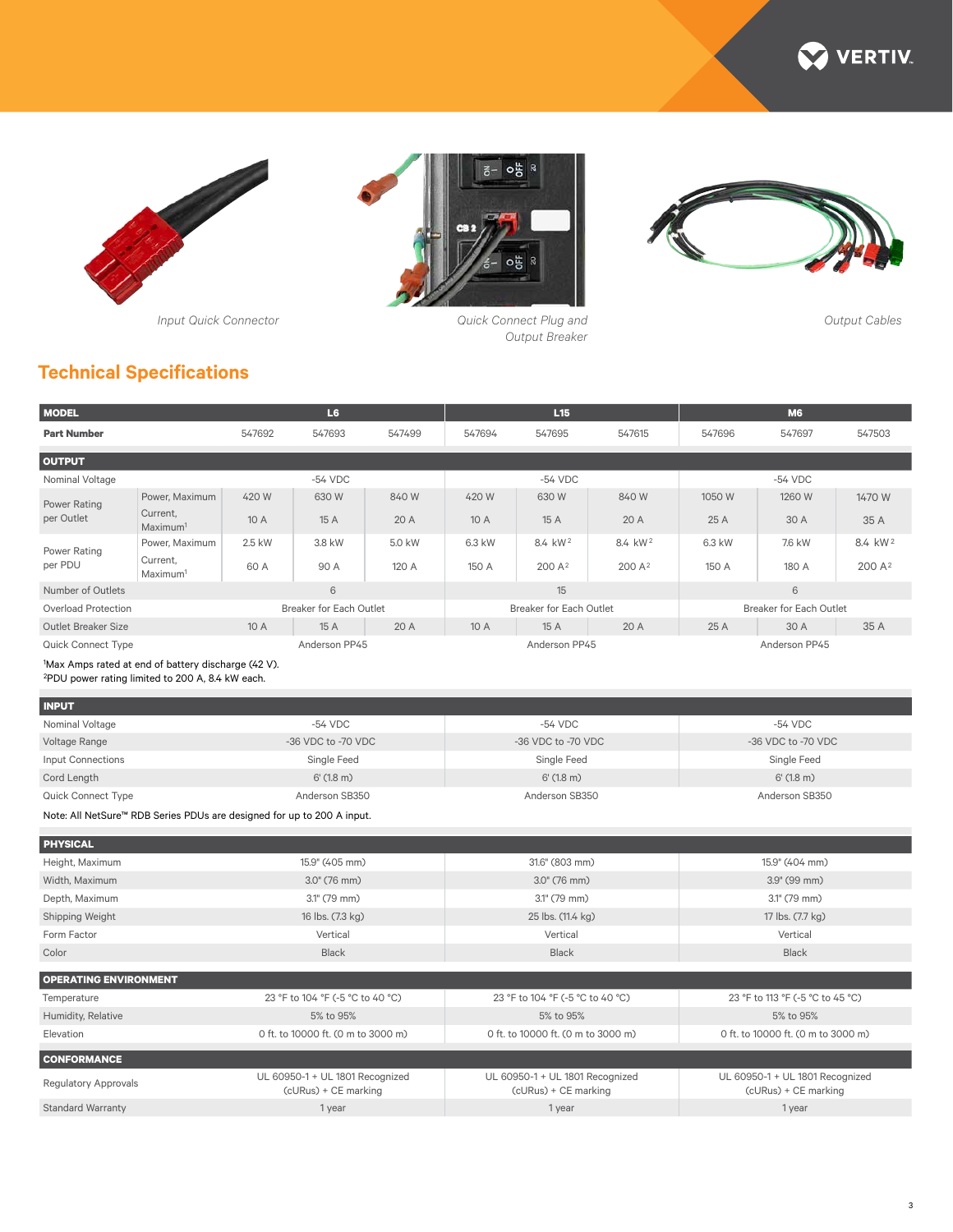Input Quick Connector

Quick Connect Plug and Output Breaker

Output Cables

## Technical Specifications

| MODEL | | L6 | | | L15 | | | M6 | | |
|---|---|---|---|---|---|---|---|---|---|---|
| **Part Number** | | 547692 | 547693 | 547499 | 547694 | 547695 | 547615 | 547696 | 547697 | 547503 |
| **OUTPUT** | | | | | | | | | | |
| Nominal Voltage | | -54 VDC | | | -54 VDC | | | -54 VDC | | |
| Power Rating per Outlet | Power, Maximum | 420 W | 630 W | 840 W | 420 W | 630 W | 840 W | 1050 W | 1260 W | 1470 W |
| | Current, Maximum[1] | 10 A | 15 A | 20 A | 10 A | 15 A | 20 A | 25 A | 30 A | 35 A |
| Power Rating per PDU | Power, Maximum | 2.5 kW | 3.8 kW | 5.0 kW | 6.3 kW | 8.4 kW[2] | 8.4 kW[2] | 6.3 kW | 7.6 kW | 8.4 kW[2] |
| | Current, Maximum[1] | 60 A | 90 A | 120 A | 150 A | 200 A[2] | 200 A[2] | 150 A | 180 A | 200 A[2] |
| Number of Outlets | | 6 | | | 15 | | | 6 | | |
| Overload Protection | | Breaker for Each Outlet | | | Breaker for Each Outlet | | | Breaker for Each Outlet | | |
| Outlet Breaker Size | | 10 A | 15 A | 20 A | 10 A | 15 A | 20 A | 25 A | 30 A | 35 A |
| Quick Connect Type | | Anderson PP45 | | | Anderson PP45 | | | Anderson PP45 | | |

[1]Max Amps rated at end of battery discharge (42 V).
[2]PDU power rating limited to 200 A, 8.4 kW each.

| INPUT | L6 | L15 | M6 |
|---|---|---|---|
| Nominal Voltage | -54 VDC | -54 VDC | -54 VDC |
| Voltage Range | -36 VDC to -70 VDC | -36 VDC to -70 VDC | -36 VDC to -70 VDC |
| Input Connections | Single Feed | Single Feed | Single Feed |
| Cord Length | 6' (1.8 m) | 6' (1.8 m) | 6' (1.8 m) |
| Quick Connect Type | Anderson SB350 | Anderson SB350 | Anderson SB350 |

Note: All NetSure™ RDB Series PDUs are designed for up to 200 A input.

| PHYSICAL | L6 | L15 | M6 |
|---|---|---|---|
| Height, Maximum | 15.9" (405 mm) | 31.6" (803 mm) | 15.9" (404 mm) |
| Width, Maximum | 3.0" (76 mm) | 3.0" (76 mm) | 3.9" (99 mm) |
| Depth, Maximum | 3.1" (79 mm) | 3.1" (79 mm) | 3.1" (79 mm) |
| Shipping Weight | 16 lbs. (7.3 kg) | 25 lbs. (11.4 kg) | 17 lbs. (7.7 kg) |
| Form Factor | Vertical | Vertical | Vertical |
| Color | Black | Black | Black |

| OPERATING ENVIRONMENT | L6 | L15 | M6 |
|---|---|---|---|
| Temperature | 23 °F to 104 °F (-5 °C to 40 °C) | 23 °F to 104 °F (-5 °C to 40 °C) | 23 °F to 113 °F (-5 °C to 45 °C) |
| Humidity, Relative | 5% to 95% | 5% to 95% | 5% to 95% |
| Elevation | 0 ft. to 10000 ft. (0 m to 3000 m) | 0 ft. to 10000 ft. (0 m to 3000 m) | 0 ft. to 10000 ft. (0 m to 3000 m) |

| CONFORMANCE | L6 | L15 | M6 |
|---|---|---|---|
| Regulatory Approvals | UL 60950-1 + UL 1801 Recognized (cURus) + CE marking | UL 60950-1 + UL 1801 Recognized (cURus) + CE marking | UL 60950-1 + UL 1801 Recognized (cURus) + CE marking |
| Standard Warranty | 1 year | 1 year | 1 year |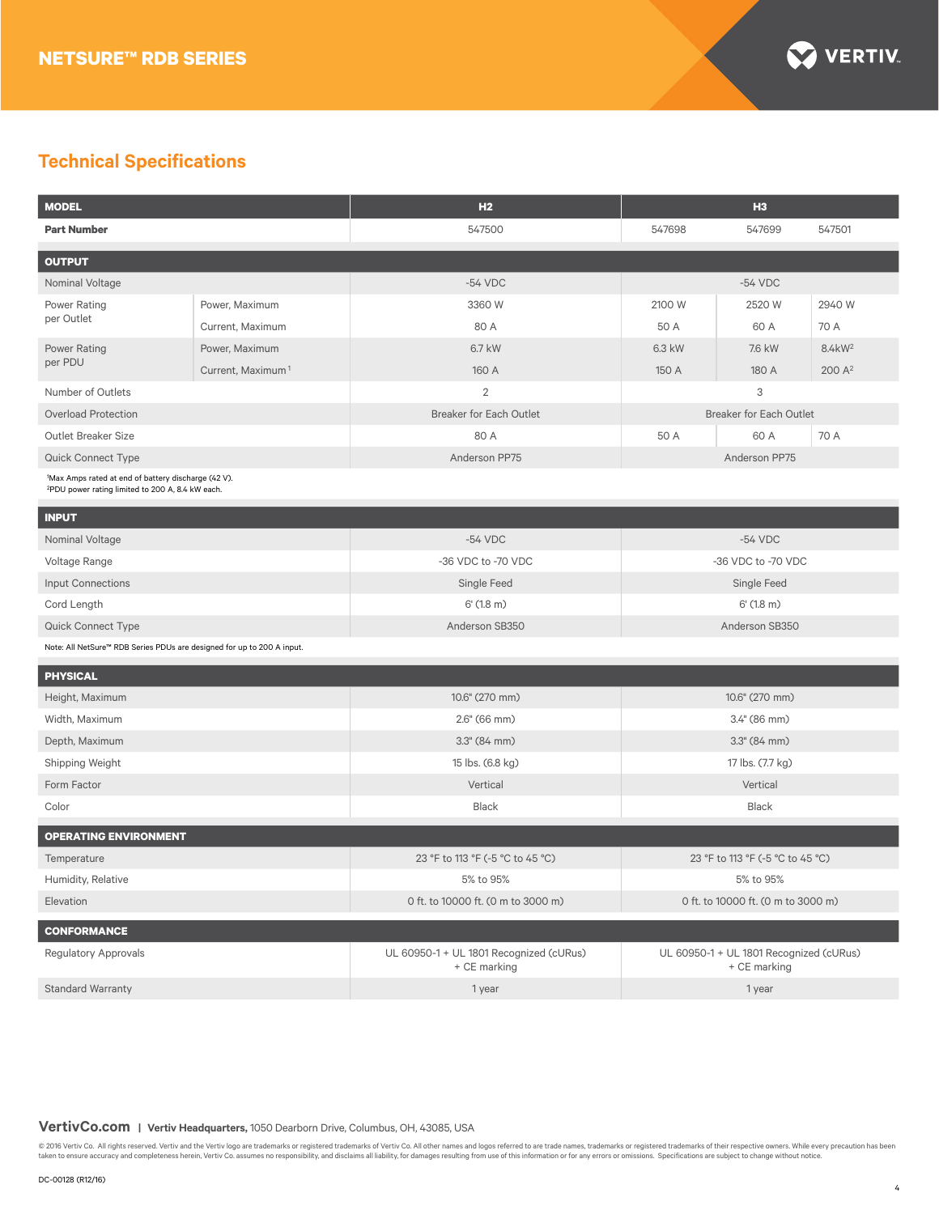## Technical Specifications

| MODEL | | H2 | H3 | | |
|---|---|---|---|---|---|
| **Part Number** | | 547500 | 547698 | 547699 | 547501 |
| **OUTPUT** | | | | | |
| Nominal Voltage | | -54 VDC | -54 VDC | | |
| Power Rating per Outlet | Power, Maximum | 3360 W | 2100 W | 2520 W | 2940 W |
| | Current, Maximum | 80 A | 50 A | 60 A | 70 A |
| Power Rating per PDU | Power, Maximum | 6.7 kW | 6.3 kW | 7.6 kW | 8.4kW[2] |
| | Current, Maximum[1] | 160 A | 150 A | 180 A | 200 A[2] |
| Number of Outlets | | 2 | 3 | | |
| Overload Protection | | Breaker for Each Outlet | Breaker for Each Outlet | | |
| Outlet Breaker Size | | 80 A | 50 A | 60 A | 70 A |
| Quick Connect Type | | Anderson PP75 | Anderson PP75 | | |

[1]Max Amps rated at end of battery discharge (42 V).
[2]PDU power rating limited to 200 A, 8.4 kW each.

| INPUT | H2 | H3 |
|---|---|---|
| Nominal Voltage | -54 VDC | -54 VDC |
| Voltage Range | -36 VDC to -70 VDC | -36 VDC to -70 VDC |
| Input Connections | Single Feed | Single Feed |
| Cord Length | 6' (1.8 m) | 6' (1.8 m) |
| Quick Connect Type | Anderson SB350 | Anderson SB350 |

Note: All NetSure™ RDB Series PDUs are designed for up to 200 A input.

| PHYSICAL | H2 | H3 |
|---|---|---|
| Height, Maximum | 10.6" (270 mm) | 10.6" (270 mm) |
| Width, Maximum | 2.6" (66 mm) | 3.4" (86 mm) |
| Depth, Maximum | 3.3" (84 mm) | 3.3" (84 mm) |
| Shipping Weight | 15 lbs. (6.8 kg) | 17 lbs. (7.7 kg) |
| Form Factor | Vertical | Vertical |
| Color | Black | Black |

| OPERATING ENVIRONMENT | H2 | H3 |
|---|---|---|
| Temperature | 23 °F to 113 °F (-5 °C to 45 °C) | 23 °F to 113 °F (-5 °C to 45 °C) |
| Humidity, Relative | 5% to 95% | 5% to 95% |
| Elevation | 0 ft. to 10000 ft. (0 m to 3000 m) | 0 ft. to 10000 ft. (0 m to 3000 m) |

| CONFORMANCE | H2 | H3 |
|---|---|---|
| Regulatory Approvals | UL 60950-1 + UL 1801 Recognized (cURus) + CE marking | UL 60950-1 + UL 1801 Recognized (cURus) + CE marking |
| Standard Warranty | 1 year | 1 year |

**VertivCo.com** | **Vertiv Headquarters,** 1050 Dearborn Drive, Columbus, OH, 43085, USA

© 2016 Vertiv Co. All rights reserved. Vertiv and the Vertiv logo are trademarks or registered trademarks of Vertiv Co. All other names and logos referred to are trade names, trademarks or registered trademarks of their respective owners. While every precaution has been taken to ensure accuracy and completeness herein, Vertiv Co. assumes no responsibility, and disclaims all liability, for damages resulting from use of this information or for any errors or omissions. Specifications are subject to change without notice.

DC-00128 (R12/16)